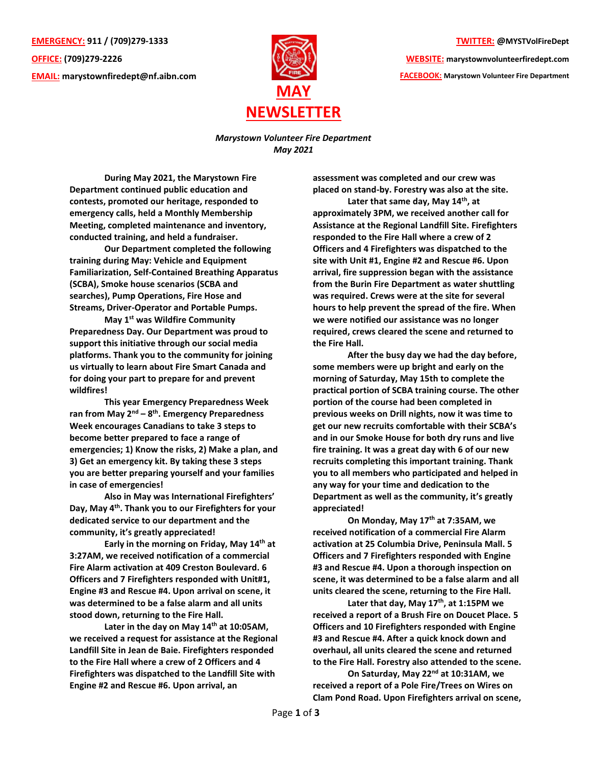**EMERGENCY:** 911 / (709)279-1333

**OFFICE:** (709)279-2226

**EMAIL:** marystownfiredept@nf.aibn.com

**TWITTER:** @MYSTVolFireDept

**WEBSITE:** marystownvolunteerfiredept.com

**FACEBOOK:** Marystown Volunteer Fire Department

# MAY NEWSLETTER

*Marystown Volunteer Fire Department*
*May 2021*

**During May 2021, the Marystown Fire Department continued public education and contests, promoted our heritage, responded to emergency calls, held a Monthly Membership Meeting, completed maintenance and inventory, conducted training, and held a fundraiser.**

**Our Department completed the following training during May: Vehicle and Equipment Familiarization, Self-Contained Breathing Apparatus (SCBA), Smoke house scenarios (SCBA and searches), Pump Operations, Fire Hose and Streams, Driver-Operator and Portable Pumps.**

**May 1st was Wildfire Community Preparedness Day. Our Department was proud to support this initiative through our social media platforms. Thank you to the community for joining us virtually to learn about Fire Smart Canada and for doing your part to prepare for and prevent wildfires!**

**This year Emergency Preparedness Week ran from May 2nd – 8th. Emergency Preparedness Week encourages Canadians to take 3 steps to become better prepared to face a range of emergencies; 1) Know the risks, 2) Make a plan, and 3) Get an emergency kit. By taking these 3 steps you are better preparing yourself and your families in case of emergencies!**

**Also in May was International Firefighters' Day, May 4th. Thank you to our Firefighters for your dedicated service to our department and the community, it's greatly appreciated!**

**Early in the morning on Friday, May 14th at 3:27AM, we received notification of a commercial Fire Alarm activation at 409 Creston Boulevard. 6 Officers and 7 Firefighters responded with Unit#1, Engine #3 and Rescue #4. Upon arrival on scene, it was determined to be a false alarm and all units stood down, returning to the Fire Hall.**

**Later in the day on May 14th at 10:05AM, we received a request for assistance at the Regional Landfill Site in Jean de Baie. Firefighters responded to the Fire Hall where a crew of 2 Officers and 4 Firefighters was dispatched to the Landfill Site with Engine #2 and Rescue #6. Upon arrival, an assessment was completed and our crew was placed on stand-by. Forestry was also at the site.**

**Later that same day, May 14th, at approximately 3PM, we received another call for Assistance at the Regional Landfill Site. Firefighters responded to the Fire Hall where a crew of 2 Officers and 4 Firefighters was dispatched to the site with Unit #1, Engine #2 and Rescue #6. Upon arrival, fire suppression began with the assistance from the Burin Fire Department as water shuttling was required. Crews were at the site for several hours to help prevent the spread of the fire. When we were notified our assistance was no longer required, crews cleared the scene and returned to the Fire Hall.**

**After the busy day we had the day before, some members were up bright and early on the morning of Saturday, May 15th to complete the practical portion of SCBA training course. The other portion of the course had been completed in previous weeks on Drill nights, now it was time to get our new recruits comfortable with their SCBA's and in our Smoke House for both dry runs and live fire training. It was a great day with 6 of our new recruits completing this important training. Thank you to all members who participated and helped in any way for your time and dedication to the Department as well as the community, it's greatly appreciated!**

**On Monday, May 17th at 7:35AM, we received notification of a commercial Fire Alarm activation at 25 Columbia Drive, Peninsula Mall. 5 Officers and 7 Firefighters responded with Engine #3 and Rescue #4. Upon a thorough inspection on scene, it was determined to be a false alarm and all units cleared the scene, returning to the Fire Hall.**

**Later that day, May 17th, at 1:15PM we received a report of a Brush Fire on Doucet Place. 5 Officers and 10 Firefighters responded with Engine #3 and Rescue #4. After a quick knock down and overhaul, all units cleared the scene and returned to the Fire Hall. Forestry also attended to the scene.**

**On Saturday, May 22nd at 10:31AM, we received a report of a Pole Fire/Trees on Wires on Clam Pond Road. Upon Firefighters arrival on scene,**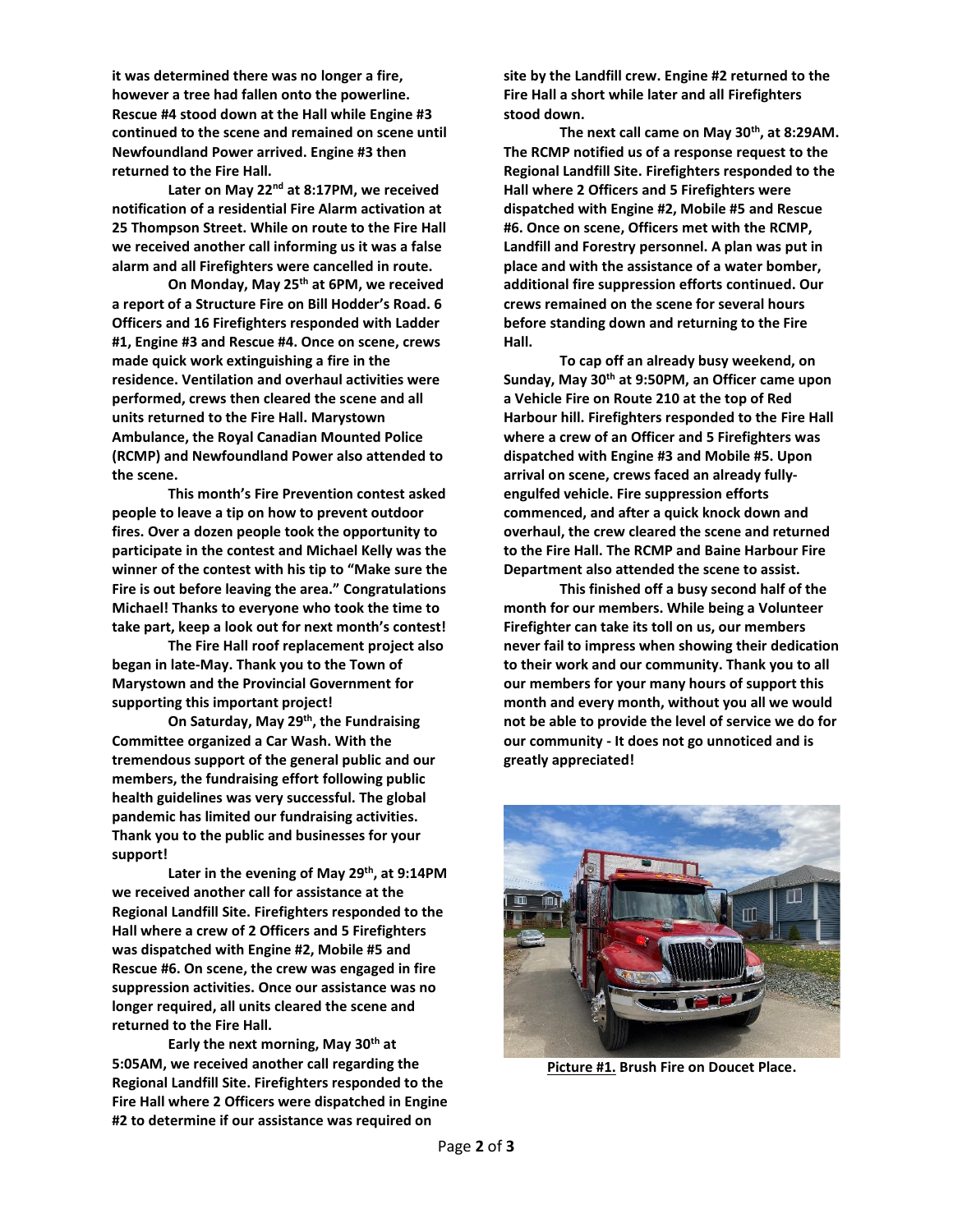**it was determined there was no longer a fire, however a tree had fallen onto the power line. Rescue #4 stood down at the Hall while Engine #3 continued to the scene and remained on scene until Newfoundland Power arrived. Engine #3 then returned to the Fire Hall.**

**Later on May 22nd at 8:17PM, we received notification of a residential Fire Alarm activation at 25 Thompson Street. While on route to the Fire Hall we received another call informing us it was a false alarm and all Firefighters were cancelled in route.**

**On Monday, May 25th at 6PM, we received a report of a Structure Fire on Bill Hodder's Road. 6 Officers and 16 Firefighters responded with Ladder #1, Engine #3 and Rescue #4. Once on scene, crews made quick work extinguishing a fire in the residence. Ventilation and overhaul activities were performed, crews then cleared the scene and all units returned to the Fire Hall. Marystown Ambulance, the Royal Canadian Mounted Police (RCMP) and Newfoundland Power also attended to the scene.**

**This month's Fire Prevention contest asked people to leave a tip on how to prevent outdoor fires. Over a dozen people took the opportunity to participate in the contest and Michael Kelly was the winner of the contest with his tip to "Make sure the Fire is out before leaving the area." Congratulations Michael! Thanks to everyone who took the time to take part, keep a look out for next month's contest!**

**The Fire Hall roof replacement project also began in late-May. Thank you to the Town of Marystown and the Provincial Government for supporting this important project!**

**On Saturday, May 29th, the Fundraising Committee organized a Car Wash. With the tremendous support of the general public and our members, the fundraising effort following public health guidelines was very successful. The global pandemic has limited our fundraising activities. Thank you to the public and businesses for your support!**

**Later in the evening of May 29th, at 9:14PM we received another call for assistance at the Regional Landfill Site. Firefighters responded to the Hall where a crew of 2 Officers and 5 Firefighters was dispatched with Engine #2, Mobile #5 and Rescue #6. On scene, the crew was engaged in fire suppression activities. Once our assistance was no longer required, all units cleared the scene and returned to the Fire Hall.**

**Early the next morning, May 30th at 5:05AM, we received another call regarding the Regional Landfill Site. Firefighters responded to the Fire Hall where 2 Officers were dispatched in Engine #2 to determine if our assistance was required on site by the Landfill crew. Engine #2 returned to the Fire Hall a short while later and all Firefighters stood down.**

**The next call came on May 30th, at 8:29AM. The RCMP notified us of a response request to the Regional Landfill Site. Firefighters responded to the Hall where 2 Officers and 5 Firefighters were dispatched with Engine #2, Mobile #5 and Rescue #6. Once on scene, Officers met with the RCMP, Landfill and Forestry personnel. A plan was put in place and with the assistance of a water bomber, additional fire suppression efforts continued. Our crews remained on the scene for several hours before standing down and returning to the Fire Hall.**

**To cap off an already busy weekend, on Sunday, May 30th at 9:50PM, an Officer came upon a Vehicle Fire on Route 210 at the top of Red Harbour hill. Firefighters responded to the Fire Hall where a crew of an Officer and 5 Firefighters was dispatched with Engine #3 and Mobile #5. Upon arrival on scene, crews faced an already fully-engulfed vehicle. Fire suppression efforts commenced, and after a quick knock down and overhaul, the crew cleared the scene and returned to the Fire Hall. The RCMP and Baine Harbour Fire Department also attended the scene to assist.**

**This finished off a busy second half of the month for our members. While being a Volunteer Firefighter can take its toll on us, our members never fail to impress when showing their dedication to their work and our community. Thank you to all our members for your many hours of support this month and every month, without you all we would not be able to provide the level of service we do for our community - It does not go unnoticed and is greatly appreciated!**

**Picture #1. Brush Fire on Doucet Place.**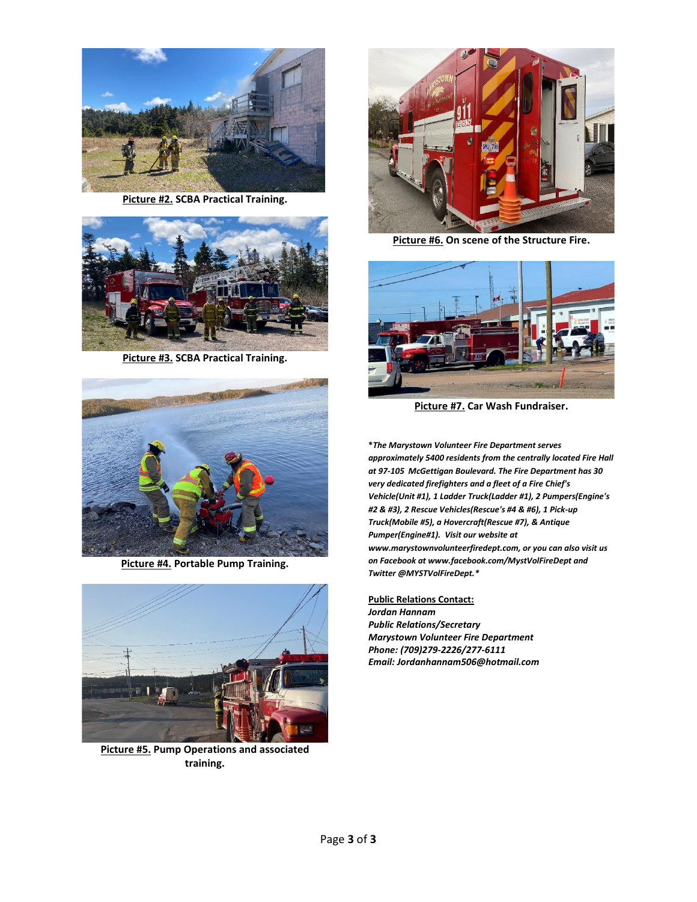**Picture #2.** **SCBA Practical Training.**

**Picture #3.** **SCBA Practical Training.**

**Picture #4.** **Portable Pump Training.**

**Picture #5.** **Pump Operations and associated training.**

**Picture #6.** **On scene of the Structure Fire.**

**Picture #7.** **Car Wash Fundraiser.**

*\*The Marystown Volunteer Fire Department serves approximately 5400 residents from the centrally located Fire Hall at 97-105 McGettigan Boulevard. The Fire Department has 30 very dedicated firefighters and a fleet of a Fire Chief's Vehicle(Unit #1), 1 Ladder Truck(Ladder #1), 2 Pumpers(Engine's #2 & #3), 2 Rescue Vehicles(Rescue's #4 & #6), 1 Pick-up Truck(Mobile #5), a Hovercraft(Rescue #7), & Antique Pumper(Engine#1). Visit our website at www.marystownvolunteerfiredept.com, or you can also visit us on Facebook at www.facebook.com/MystVolFireDept and Twitter @MYSTVolFireDept.\**

**Public Relations Contact:**
***Jordan Hannam***
***Public Relations/Secretary***
***Marystown Volunteer Fire Department***
***Phone: (709)279-2226/277-6111***
***Email: Jordanhannam506@hotmail.com***